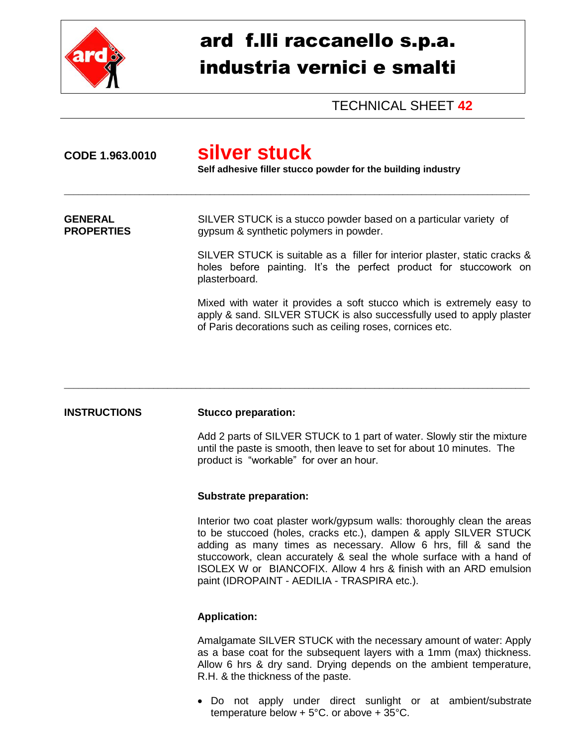# ard f.lli raccanello s.p.a.
# industria vernici e smalti

TECHNICAL SHEET **42**

**CODE 1.963.0010**

## silver stuck

**Self adhesive filler stucco powder for the building industry**

---

**GENERAL PROPERTIES**

SILVER STUCK is a stucco powder based on a particular variety of gypsum & synthetic polymers in powder.

SILVER STUCK is suitable as a filler for interior plaster, static cracks & holes before painting. It's the perfect product for stuccowork on plasterboard.

Mixed with water it provides a soft stucco which is extremely easy to apply & sand. SILVER STUCK is also successfully used to apply plaster of Paris decorations such as ceiling roses, cornices etc.

---

**INSTRUCTIONS**

**Stucco preparation:**

Add 2 parts of SILVER STUCK to 1 part of water. Slowly stir the mixture until the paste is smooth, then leave to set for about 10 minutes. The product is "workable" for over an hour.

**Substrate preparation:**

Interior two coat plaster work/gypsum walls: thoroughly clean the areas to be stuccoed (holes, cracks etc.), dampen & apply SILVER STUCK adding as many times as necessary. Allow 6 hrs, fill & sand the stuccowork, clean accurately & seal the whole surface with a hand of ISOLEX W or BIANCOFIX. Allow 4 hrs & finish with an ARD emulsion paint (IDROPAINT - AEDILIA - TRASPIRA etc.).

**Application:**

Amalgamate SILVER STUCK with the necessary amount of water: Apply as a base coat for the subsequent layers with a 1mm (max) thickness. Allow 6 hrs & dry sand. Drying depends on the ambient temperature, R.H. & the thickness of the paste.

- Do not apply under direct sunlight or at ambient/substrate temperature below + 5°C. or above + 35°C.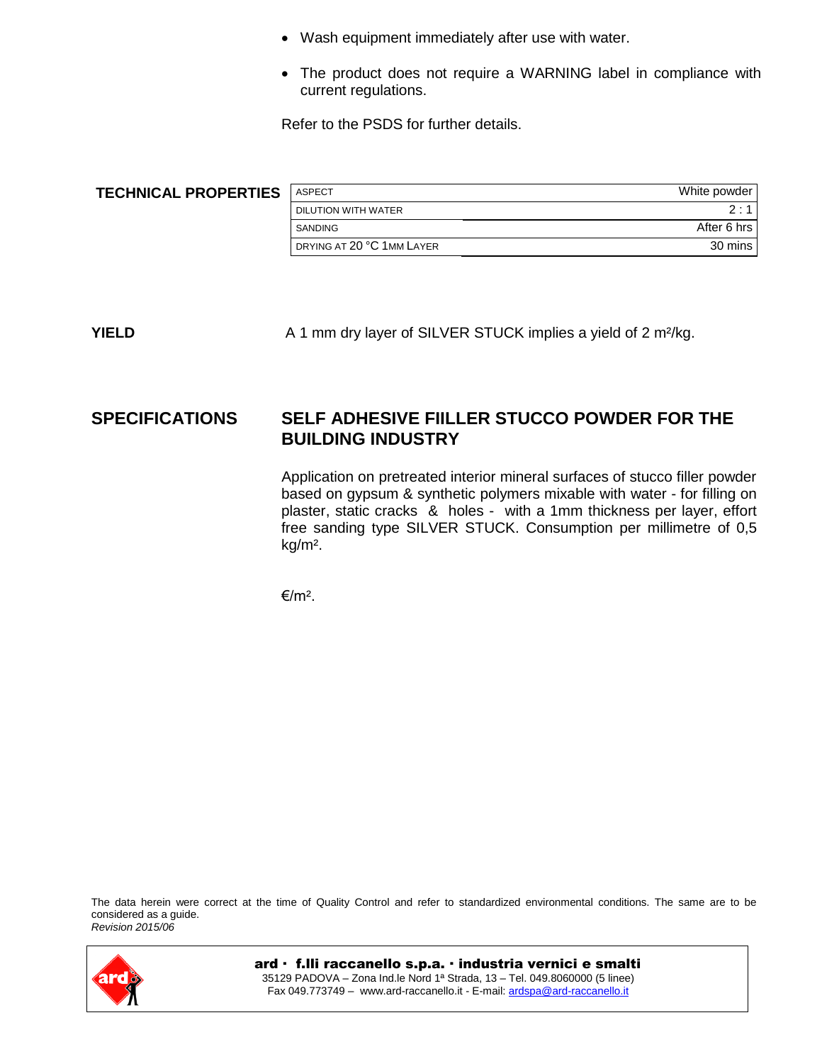- Wash equipment immediately after use with water.
- The product does not require a WARNING label in compliance with current regulations.

Refer to the PSDS for further details.

## TECHNICAL PROPERTIES

| | |
|---|---|
| ASPECT | White powder |
| DILUTION WITH WATER | 2 : 1 |
| SANDING | After 6 hrs |
| DRYING AT 20 °C 1MM LAYER | 30 mins |

## YIELD

A 1 mm dry layer of SILVER STUCK implies a yield of 2 m²/kg.

## SPECIFICATIONS

**SELF ADHESIVE FIILLER STUCCO POWDER FOR THE BUILDING INDUSTRY**

Application on pretreated interior mineral surfaces of stucco filler powder based on gypsum & synthetic polymers mixable with water - for filling on plaster, static cracks & holes - with a 1mm thickness per layer, effort free sanding type SILVER STUCK. Consumption per millimetre of 0,5 kg/m².

€/m².

The data herein were correct at the time of Quality Control and refer to standardized environmental conditions. The same are to be considered as a guide.

*Revision 2015/06*

**ard · f.lli raccanello s.p.a. · industria vernici e smalti**
35129 PADOVA – Zona Ind.le Nord 1ª Strada, 13 – Tel. 049.8060000 (5 linee)
Fax 049.773749 – www.ard-raccanello.it - E-mail: ardspa@ard-raccanello.it